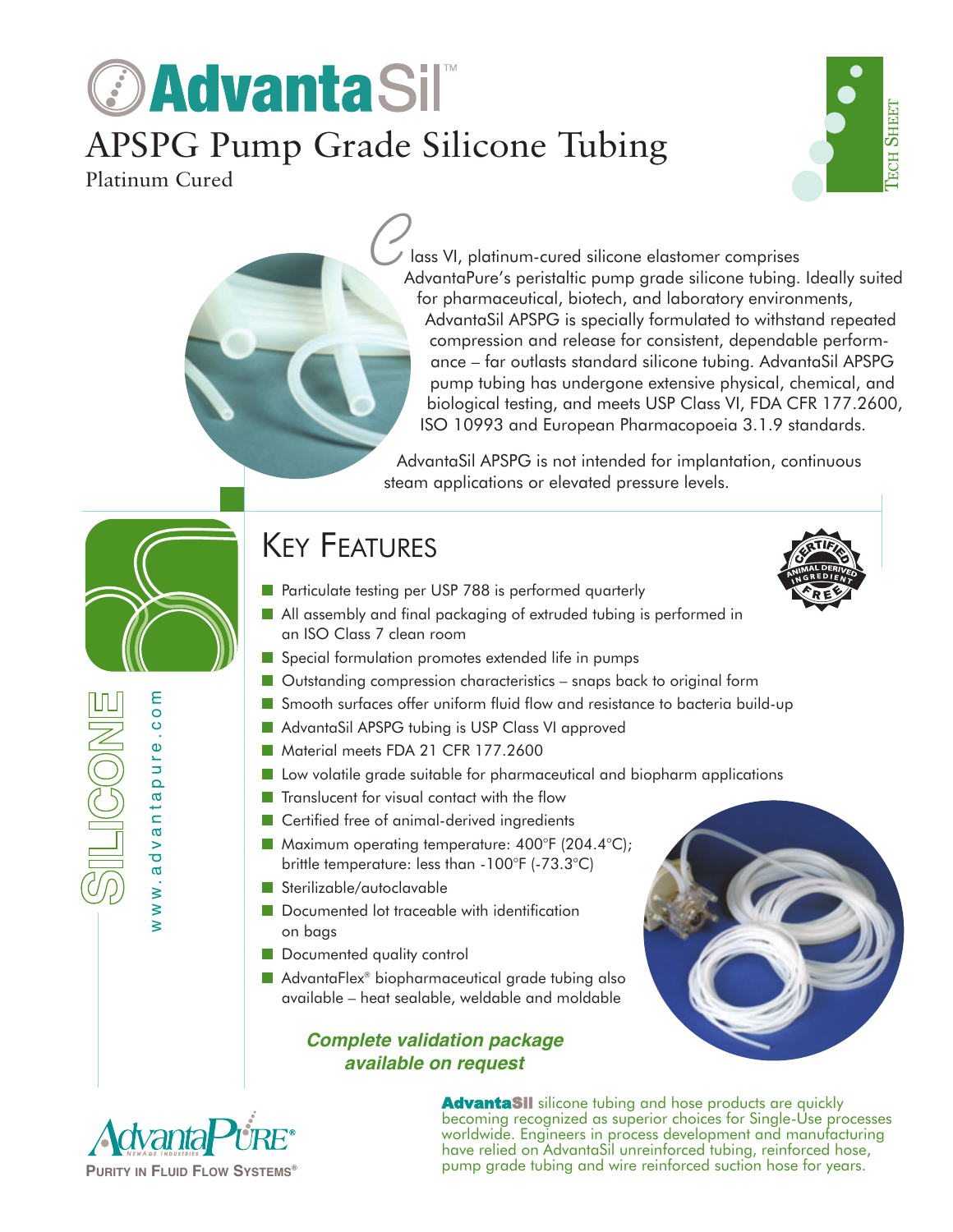# AdvantaSil™

## APSPG Pump Grade Silicone Tubing

Platinum Cured

Tech Sheet

Class VI, platinum-cured silicone elastomer comprises AdvantaPure's peristaltic pump grade silicone tubing. Ideally suited for pharmaceutical, biotech, and laboratory environments, AdvantaSil APSPG is specially formulated to withstand repeated compression and release for consistent, dependable performance – far outlasts standard silicone tubing. AdvantaSil APSPG pump tubing has undergone extensive physical, chemical, and biological testing, and meets USP Class VI, FDA CFR 177.2600, ISO 10993 and European Pharmacopoeia 3.1.9 standards.

AdvantaSil APSPG is not intended for implantation, continuous steam applications or elevated pressure levels.

SILICONE

www.advantapure.com

## Key Features

Certified Animal Derived Ingredient Free

- Particulate testing per USP 788 is performed quarterly
- All assembly and final packaging of extruded tubing is performed in an ISO Class 7 clean room
- Special formulation promotes extended life in pumps
- Outstanding compression characteristics – snaps back to original form
- Smooth surfaces offer uniform fluid flow and resistance to bacteria build-up
- AdvantaSil APSPG tubing is USP Class VI approved
- Material meets FDA 21 CFR 177.2600
- Low volatile grade suitable for pharmaceutical and biopharm applications
- Translucent for visual contact with the flow
- Certified free of animal-derived ingredients
- Maximum operating temperature: 400°F (204.4°C); brittle temperature: less than -100°F (-73.3°C)
- Sterilizable/autoclavable
- Documented lot traceable with identification on bags
- Documented quality control
- AdvantaFlex® biopharmaceutical grade tubing also available – heat sealable, weldable and moldable

***Complete validation package available on request***

AdvantaPure® NewAge Industries — Purity in Fluid Flow Systems®

**AdvantaSil** silicone tubing and hose products are quickly becoming recognized as superior choices for Single-Use processes worldwide. Engineers in process development and manufacturing have relied on AdvantaSil unreinforced tubing, reinforced hose, pump grade tubing and wire reinforced suction hose for years.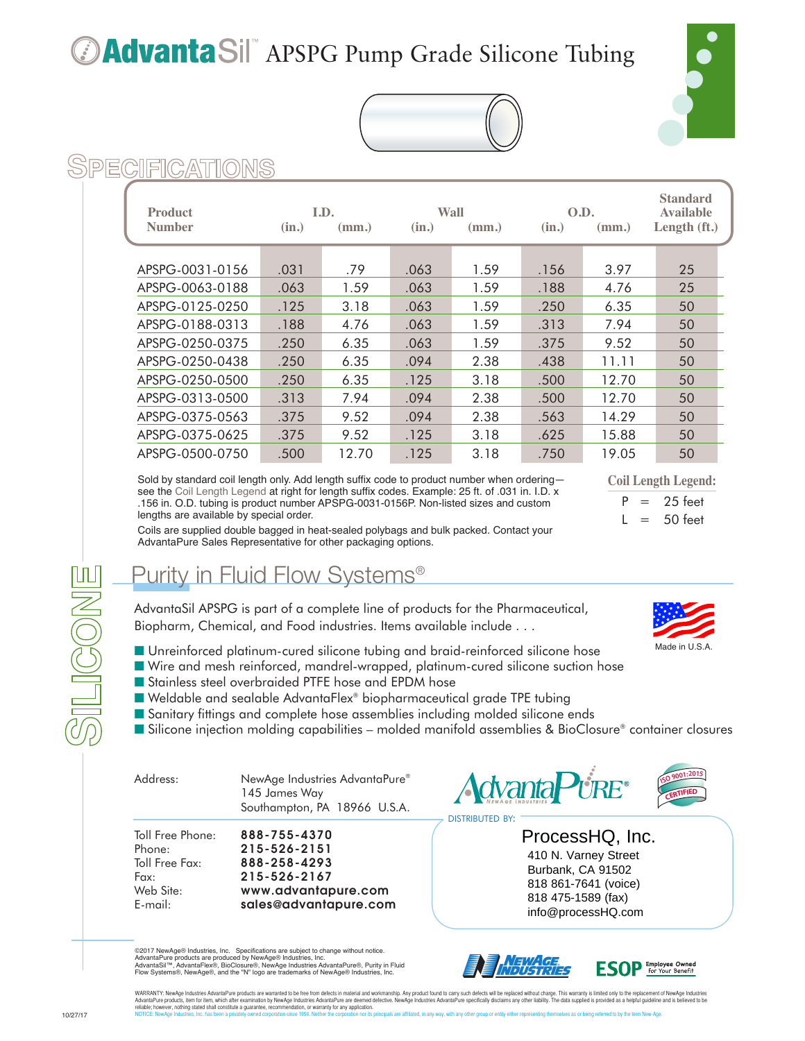# AdvantaSil™ APSPG Pump Grade Silicone Tubing

## SPECIFICATIONS

| Product Number | I.D. (in.) | I.D. (mm.) | Wall (in.) | Wall (mm.) | O.D. (in.) | O.D. (mm.) | Standard Available Length (ft.) |
|---|---|---|---|---|---|---|---|
| APSPG-0031-0156 | .031 | .79 | .063 | 1.59 | .156 | 3.97 | 25 |
| APSPG-0063-0188 | .063 | 1.59 | .063 | 1.59 | .188 | 4.76 | 25 |
| APSPG-0125-0250 | .125 | 3.18 | .063 | 1.59 | .250 | 6.35 | 50 |
| APSPG-0188-0313 | .188 | 4.76 | .063 | 1.59 | .313 | 7.94 | 50 |
| APSPG-0250-0375 | .250 | 6.35 | .063 | 1.59 | .375 | 9.52 | 50 |
| APSPG-0250-0438 | .250 | 6.35 | .094 | 2.38 | .438 | 11.11 | 50 |
| APSPG-0250-0500 | .250 | 6.35 | .125 | 3.18 | .500 | 12.70 | 50 |
| APSPG-0313-0500 | .313 | 7.94 | .094 | 2.38 | .500 | 12.70 | 50 |
| APSPG-0375-0563 | .375 | 9.52 | .094 | 2.38 | .563 | 14.29 | 50 |
| APSPG-0375-0625 | .375 | 9.52 | .125 | 3.18 | .625 | 15.88 | 50 |
| APSPG-0500-0750 | .500 | 12.70 | .125 | 3.18 | .750 | 19.05 | 50 |

Sold by standard coil length only. Add length suffix code to product number when ordering—see the Coil Length Legend at right for length suffix codes. Example: 25 ft. of .031 in. I.D. x .156 in. O.D. tubing is product number APSPG-0031-0156P. Non-listed sizes and custom lengths are available by special order.

Coils are supplied double bagged in heat-sealed polybags and bulk packed. Contact your AdvantaPure Sales Representative for other packaging options.

**Coil Length Legend:**

P = 25 feet

L = 50 feet

SILICONE

## Purity in Fluid Flow Systems®

AdvantaSil APSPG is part of a complete line of products for the Pharmaceutical, Biopharm, Chemical, and Food industries. Items available include . . .

Made in U.S.A.

- Unreinforced platinum-cured silicone tubing and braid-reinforced silicone hose
- Wire and mesh reinforced, mandrel-wrapped, platinum-cured silicone suction hose
- Stainless steel overbraided PTFE hose and EPDM hose
- Weldable and sealable AdvantaFlex® biopharmaceutical grade TPE tubing
- Sanitary fittings and complete hose assemblies including molded silicone ends
- Silicone injection molding capabilities – molded manifold assemblies & BioClosure® container closures

Address: NewAge Industries AdvantaPure®
145 James Way
Southampton, PA 18966 U.S.A.

Toll Free Phone: 888-755-4370
Phone: 215-526-2151
Toll Free Fax: 888-258-4293
Fax: 215-526-2167
Web Site: www.advantapure.com
E-mail: sales@advantapure.com

AdvantaPURE® NEWAGE INDUSTRIES

ISO 9001:2015 CERTIFIED

DISTRIBUTED BY:

ProcessHQ, Inc.
410 N. Varney Street
Burbank, CA 91502
818 861-7641 (voice)
818 475-1589 (fax)
info@processHQ.com

©2017 NewAge® Industries, Inc. Specifications are subject to change without notice.
AdvantaPure products are produced by NewAge® Industries, Inc.
AdvantaSil™, AdvantaFlex®, BioClosure®, NewAge Industries AdvantaPure®, Purity in Fluid Flow Systems®, NewAge®, and the "N" logo are trademarks of NewAge® Industries, Inc.

NEWAGE INDUSTRIES — ESOP Employee Owned For Your Benefit

WARRANTY: NewAge Industries AdvantaPure products are warranted to be free from defects in material and workmanship. Any product found to carry such defects will be replaced without charge. This warranty is limited only to the replacement of NewAge Industries AdvantaPure products, item for item, which after examination by NewAge Industries AdvantaPure are deemed defective. NewAge Industries AdvantaPure specifically disclaims any other liability. The data supplied is provided as a helpful guideline and is believed to be reliable; however, nothing stated shall constitute a guarantee, recommendation, or warranty for any application.
NOTICE: NewAge Industries, Inc. has been a privately owned corporation since 1954. Neither the corporation nor its principals are affiliated, in any way, with any other group or entity either representing themselves as or being referred to by the term New-Age.

10/27/17